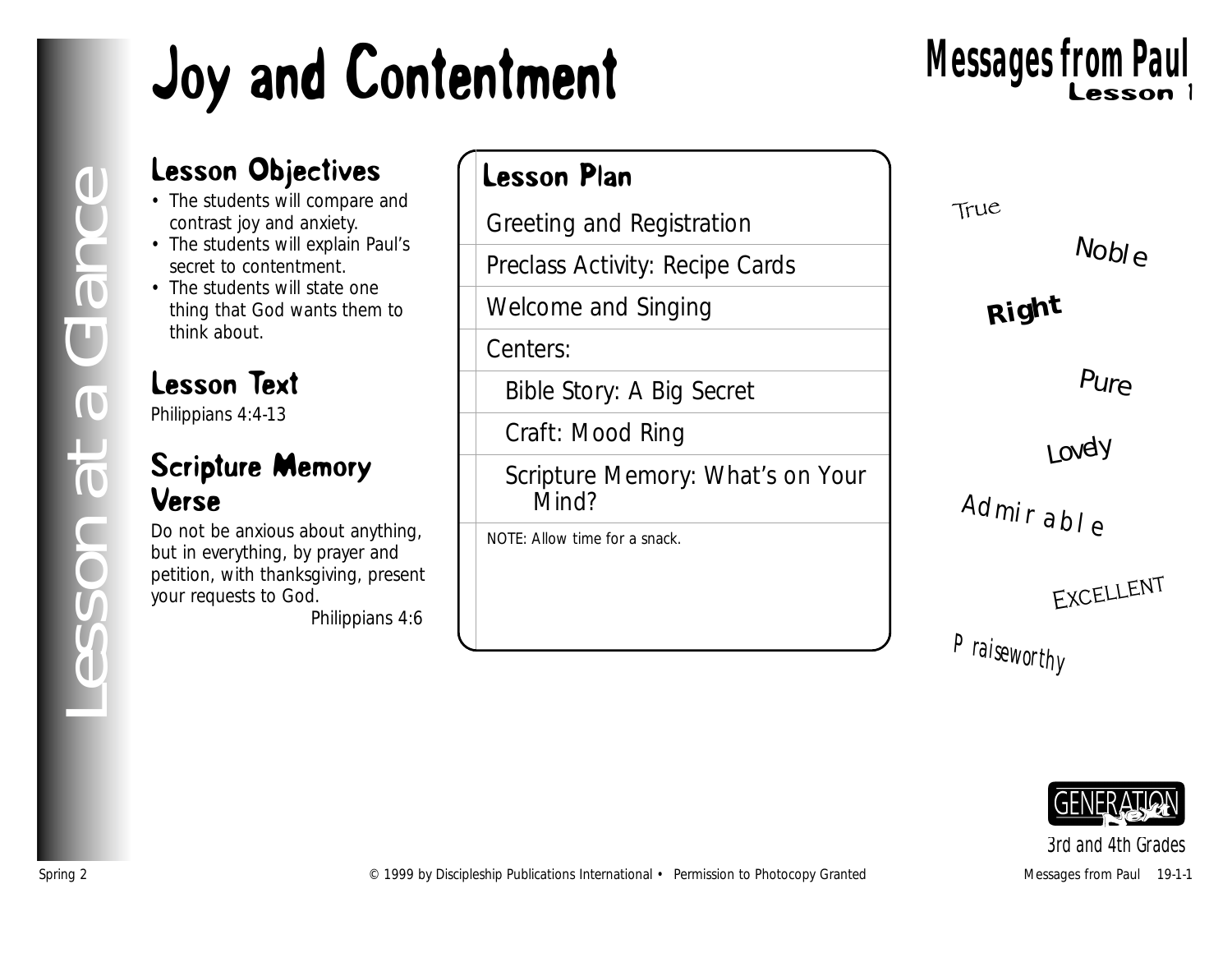# Joy and Contentment

## Messages from Paul
**Lesson 1**

Lesson at a Glance

### Lesson Objectives

- The students will compare and contrast joy and anxiety.
- The students will explain Paul's secret to contentment.
- The students will state one thing that God wants them to think about.

### Lesson Text

Philippians 4:4-13

### Scripture Memory Verse

Do not be anxious about anything, but in everything, by prayer and petition, with thanksgiving, present your requests to God.

Philippians 4:6

### Lesson Plan

- Greeting and Registration
- Preclass Activity: Recipe Cards
- Welcome and Singing
- Centers:
  - Bible Story: A Big Secret
  - Craft: Mood Ring
  - Scripture Memory: What's on Your Mind?

NOTE: Allow time for a snack.

True

Noble

**Right**

Pure

Lovely

Admirable

EXCELLENT

Praiseworthy

GENERATION Next

3rd and 4th Grades

Spring 2 © 1999 by Discipleship Publications International • Permission to Photocopy Granted Messages from Paul 19-1-1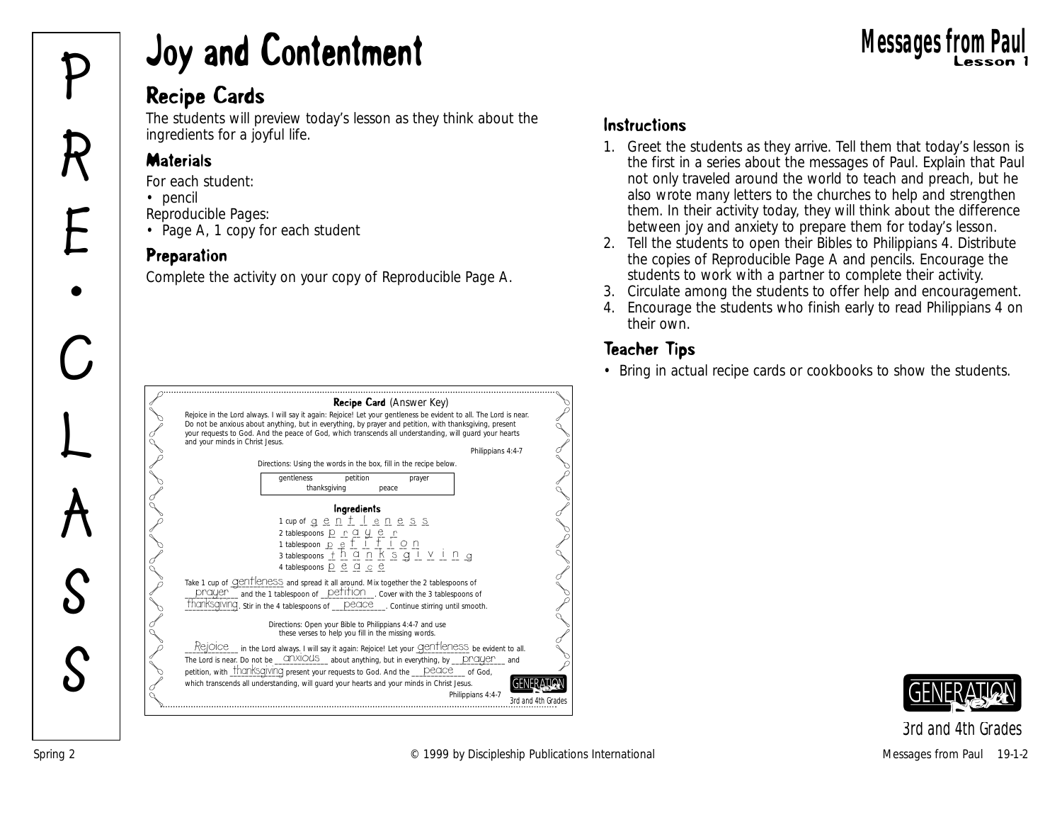# Joy and Contentment

**Messages from Paul**
**Lesson 1**

## Recipe Cards

The students will preview today's lesson as they think about the ingredients for a joyful life.

### Materials

For each student:
- pencil

Reproducible Pages:
- Page A, 1 copy for each student

### Preparation

Complete the activity on your copy of Reproducible Page A.

### Instructions

1. Greet the students as they arrive. Tell them that today's lesson is the first in a series about the messages of Paul. Explain that Paul not only traveled around the world to teach and preach, but he also wrote many letters to the churches to help and strengthen them. In their activity today, they will think about the difference between joy and anxiety to prepare them for today's lesson.
2. Tell the students to open their Bibles to Philippians 4. Distribute the copies of Reproducible Page A and pencils. Encourage the students to work with a partner to complete their activity.
3. Circulate among the students to offer help and encouragement.
4. Encourage the students who finish early to read Philippians 4 on their own.

### Teacher Tips

- Bring in actual recipe cards or cookbooks to show the students.

**Recipe Card** (Answer Key)

Rejoice in the Lord always. I will say it again: Rejoice! Let your gentleness be evident to all. The Lord is near. Do not be anxious about anything, but in everything, by prayer and petition, with thanksgiving, present your requests to God. And the peace of God, which transcends all understanding, will guard your hearts and your minds in Christ Jesus.

Philippians 4:4-7

Directions: Using the words in the box, fill in the recipe below.

| gentleness | petition | prayer |
|---|---|---|
| thanksgiving | peace | |

**Ingredients**

1 cup of g e n t l e n e s s
2 tablespoons p r a y e r
1 tablespoon p e t i t i o n
3 tablespoons t h a n k s g i v i n g
4 tablespoons p e a c e

Take 1 cup of gentleness and spread it all around. Mix together the 2 tablespoons of prayer and the 1 tablespoon of petition. Cover with the 3 tablespoons of thanksgiving. Stir in the 4 tablespoons of peace. Continue stirring until smooth.

Directions: Open your Bible to Philippians 4:4-7 and use these verses to help you fill in the missing words.

Rejoice in the Lord always. I will say it again: Rejoice! Let your gentleness be evident to all. The Lord is near. Do not be anxious about anything, but in everything, by prayer and petition, with thanksgiving present your requests to God. And the peace of God, which transcends all understanding, will guard your hearts and your minds in Christ Jesus.

Philippians 4:4-7

GENERATION Next
3rd and 4th Grades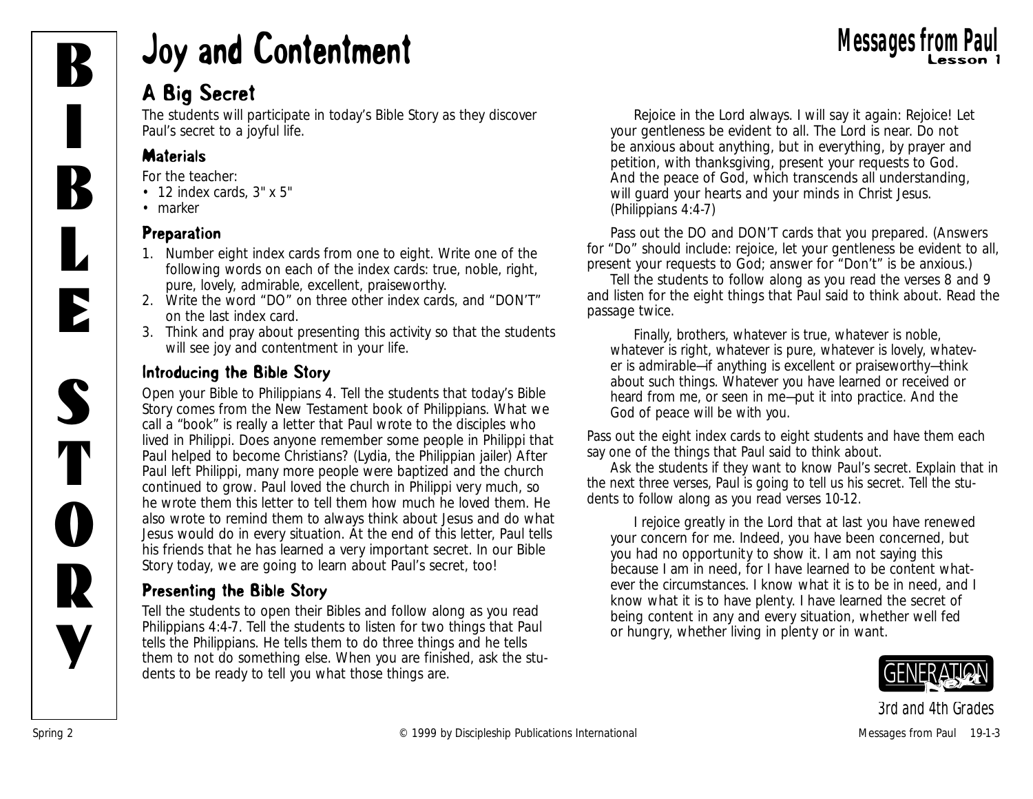# Joy and Contentment

## A Big Secret

The students will participate in today's Bible Story as they discover Paul's secret to a joyful life.

### Materials

For the teacher:

- 12 index cards, 3" x 5"
- marker

### Preparation

1. Number eight index cards from one to eight. Write one of the following words on each of the index cards: true, noble, right, pure, lovely, admirable, excellent, praiseworthy.
2. Write the word "DO" on three other index cards, and "DON'T" on the last index card.
3. Think and pray about presenting this activity so that the students will see joy and contentment in your life.

### Introducing the Bible Story

Open your Bible to Philippians 4. Tell the students that today's Bible Story comes from the New Testament book of Philippians. What we call a "book" is really a letter that Paul wrote to the disciples who lived in Philippi. Does anyone remember some people in Philippi that Paul helped to become Christians? (Lydia, the Philippian jailer) After Paul left Philippi, many more people were baptized and the church continued to grow. Paul loved the church in Philippi very much, so he wrote them this letter to tell them how much he loved them. He also wrote to remind them to always think about Jesus and do what Jesus would do in every situation. At the end of this letter, Paul tells his friends that he has learned a very important secret. In our Bible Story today, we are going to learn about Paul's secret, too!

### Presenting the Bible Story

Tell the students to open their Bibles and follow along as you read Philippians 4:4-7. Tell the students to listen for two things that Paul tells the Philippians. He tells them to do three things and he tells them to not do something else. When you are finished, ask the students to be ready to tell you what those things are.

> Rejoice in the Lord always. I will say it again: Rejoice! Let your gentleness be evident to all. The Lord is near. Do not be anxious about anything, but in everything, by prayer and petition, with thanksgiving, present your requests to God. And the peace of God, which transcends all understanding, will guard your hearts and your minds in Christ Jesus. (Philippians 4:4-7)

Pass out the DO and DON'T cards that you prepared. (Answers for "Do" should include: rejoice, let your gentleness be evident to all, present your requests to God; answer for "Don't" is be anxious.)

Tell the students to follow along as you read the verses 8 and 9 and listen for the eight things that Paul said to think about. Read the passage twice.

> Finally, brothers, whatever is true, whatever is noble, whatever is right, whatever is pure, whatever is lovely, whatever is admirable—if anything is excellent or praiseworthy—think about such things. Whatever you have learned or received or heard from me, or seen in me—put it into practice. And the God of peace will be with you.

Pass out the eight index cards to eight students and have them each say one of the things that Paul said to think about.

Ask the students if they want to know Paul's secret. Explain that in the next three verses, Paul is going to tell us his secret. Tell the students to follow along as you read verses 10-12.

> I rejoice greatly in the Lord that at last you have renewed your concern for me. Indeed, you have been concerned, but you had no opportunity to show it. I am not saying this because I am in need, for I have learned to be content whatever the circumstances. I know what it is to be in need, and I know what it is to have plenty. I have learned the secret of being content in any and every situation, whether well fed or hungry, whether living in plenty or in want.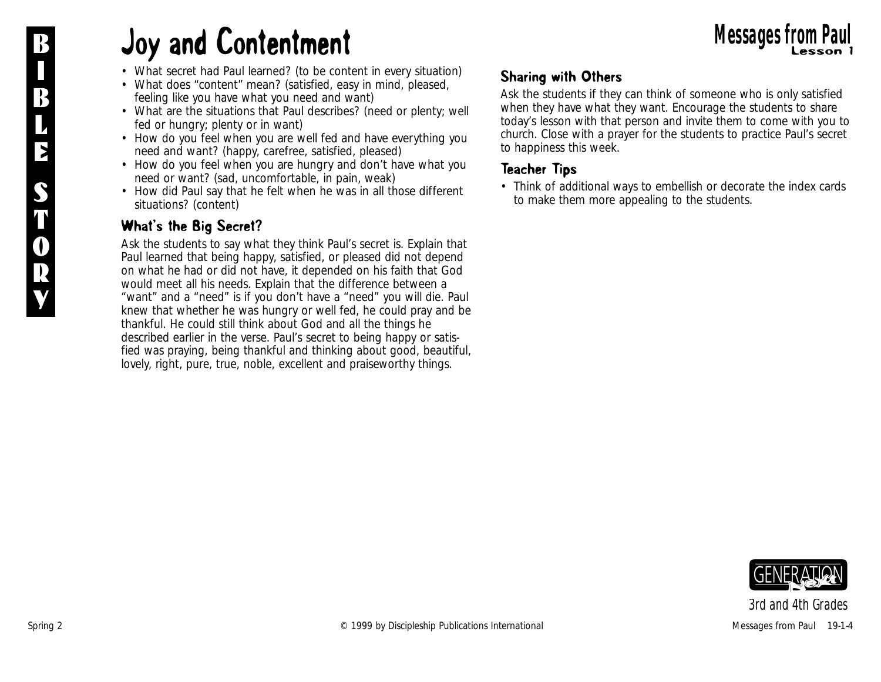# Joy and Contentment

- What secret had Paul learned? (to be content in every situation)
- What does "content" mean? (satisfied, easy in mind, pleased, feeling like you have what you need and want)
- What are the situations that Paul describes? (need or plenty; well fed or hungry; plenty or in want)
- How do you feel when you are well fed and have everything you need and want? (happy, carefree, satisfied, pleased)
- How do you feel when you are hungry and don't have what you need or want? (sad, uncomfortable, in pain, weak)
- How did Paul say that he felt when he was in all those different situations? (content)

## What's the Big Secret?

Ask the students to say what they think Paul's secret is. Explain that Paul learned that being happy, satisfied, or pleased did not depend on what he had or did not have, it depended on his faith that God would meet all his needs. Explain that the difference between a "want" and a "need" is if you don't have a "need" you will die. Paul knew that whether he was hungry or well fed, he could pray and be thankful. He could still think about God and all the things he described earlier in the verse. Paul's secret to being happy or satisfied was praying, being thankful and thinking about good, beautiful, lovely, right, pure, true, noble, excellent and praiseworthy things.

## Sharing with Others

Ask the students if they can think of someone who is only satisfied when they have what they want. Encourage the students to share today's lesson with that person and invite them to come with you to church. Close with a prayer for the students to practice Paul's secret to happiness this week.

## Teacher Tips

- Think of additional ways to embellish or decorate the index cards to make them more appealing to the students.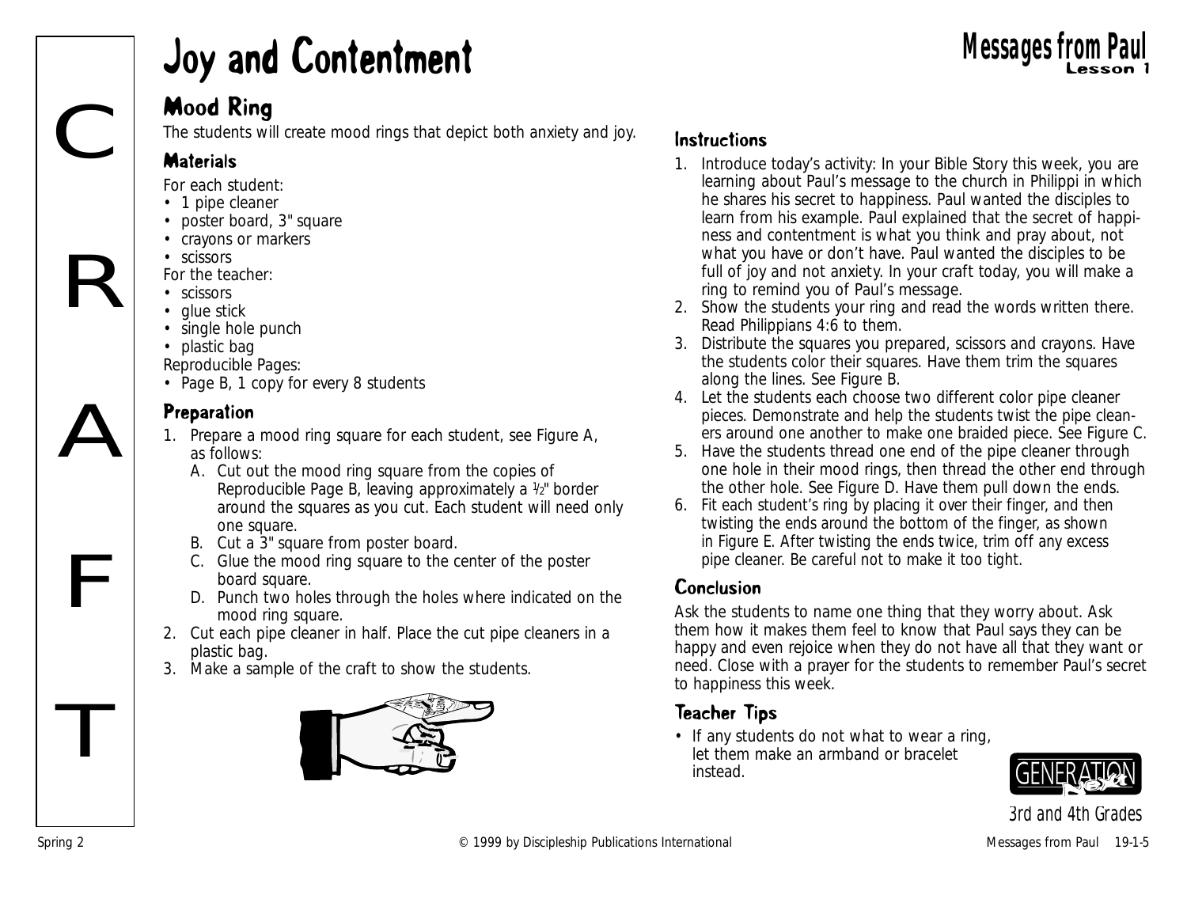# Joy and Contentment

## Mood Ring

The students will create mood rings that depict both anxiety and joy.

### Materials

For each student:
- 1 pipe cleaner
- poster board, 3" square
- crayons or markers
- scissors

For the teacher:
- scissors
- glue stick
- single hole punch
- plastic bag

Reproducible Pages:
- Page B, 1 copy for every 8 students

### Preparation

1. Prepare a mood ring square for each student, see Figure A, as follows:
   A. Cut out the mood ring square from the copies of Reproducible Page B, leaving approximately a ½" border around the squares as you cut. Each student will need only one square.
   B. Cut a 3" square from poster board.
   C. Glue the mood ring square to the center of the poster board square.
   D. Punch two holes through the holes where indicated on the mood ring square.
2. Cut each pipe cleaner in half. Place the cut pipe cleaners in a plastic bag.
3. Make a sample of the craft to show the students.

### Instructions

1. Introduce today's activity: In your Bible Story this week, you are learning about Paul's message to the church in Philippi in which he shares his secret to happiness. Paul wanted the disciples to learn from his example. Paul explained that the secret of happiness and contentment is what you think and pray about, not what you have or don't have. Paul wanted the disciples to be full of joy and not anxiety. In your craft today, you will make a ring to remind you of Paul's message.
2. Show the students your ring and read the words written there. Read Philippians 4:6 to them.
3. Distribute the squares you prepared, scissors and crayons. Have the students color their squares. Have them trim the squares along the lines. See Figure B.
4. Let the students each choose two different color pipe cleaner pieces. Demonstrate and help the students twist the pipe cleaners around one another to make one braided piece. See Figure C.
5. Have the students thread one end of the pipe cleaner through one hole in their mood rings, then thread the other end through the other hole. See Figure D. Have them pull down the ends.
6. Fit each student's ring by placing it over their finger, and then twisting the ends around the bottom of the finger, as shown in Figure E. After twisting the ends twice, trim off any excess pipe cleaner. Be careful not to make it too tight.

### Conclusion

Ask the students to name one thing that they worry about. Ask them how it makes them feel to know that Paul says they can be happy and even rejoice when they do not have all that they want or need. Close with a prayer for the students to remember Paul's secret to happiness this week.

### Teacher Tips

- If any students do not what to wear a ring, let them make an armband or bracelet instead.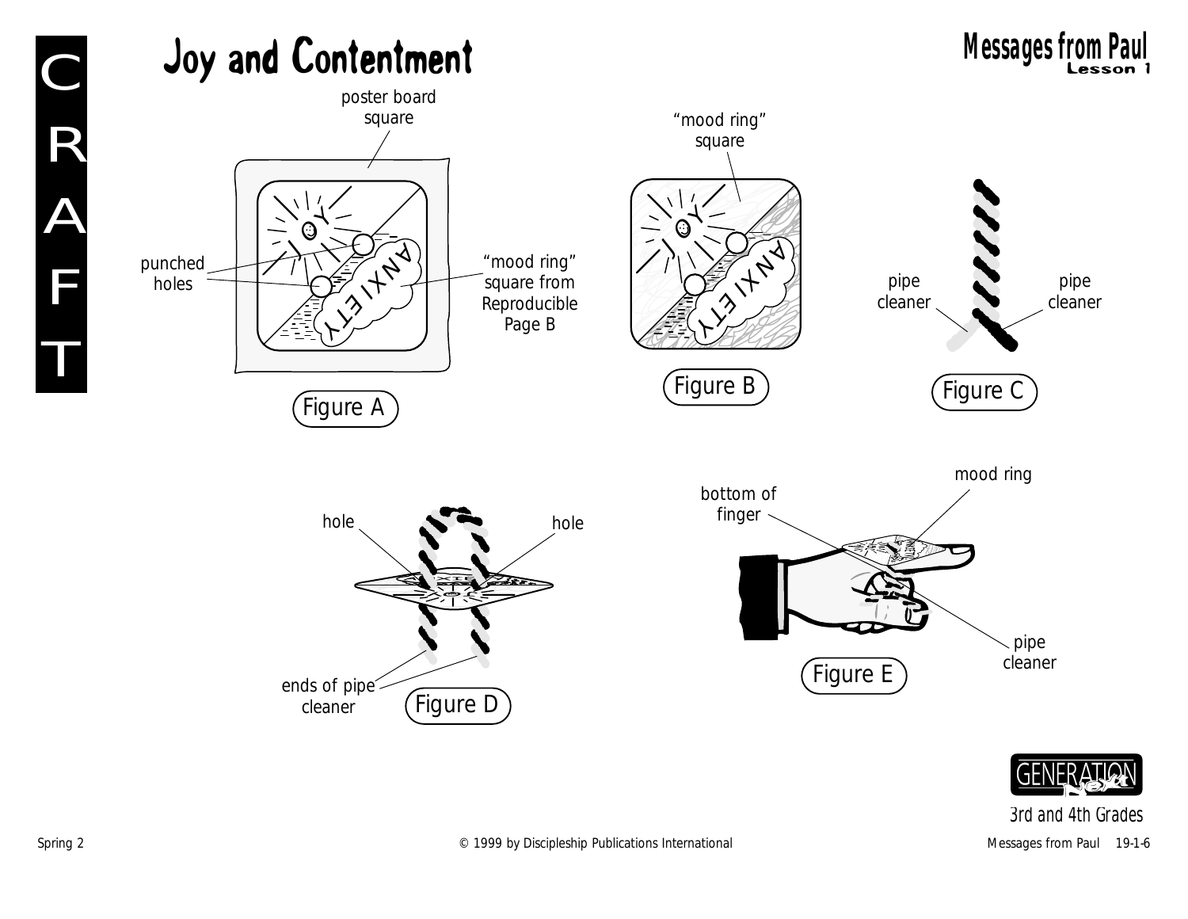# Joy and Contentment

poster board square

punched holes

"mood ring" square from Reproducible Page B

Figure A

"mood ring" square

Figure B

pipe cleaner

pipe cleaner

Figure C

hole

hole

ends of pipe cleaner

Figure D

mood ring

bottom of finger

pipe cleaner

Figure E

3rd and 4th Grades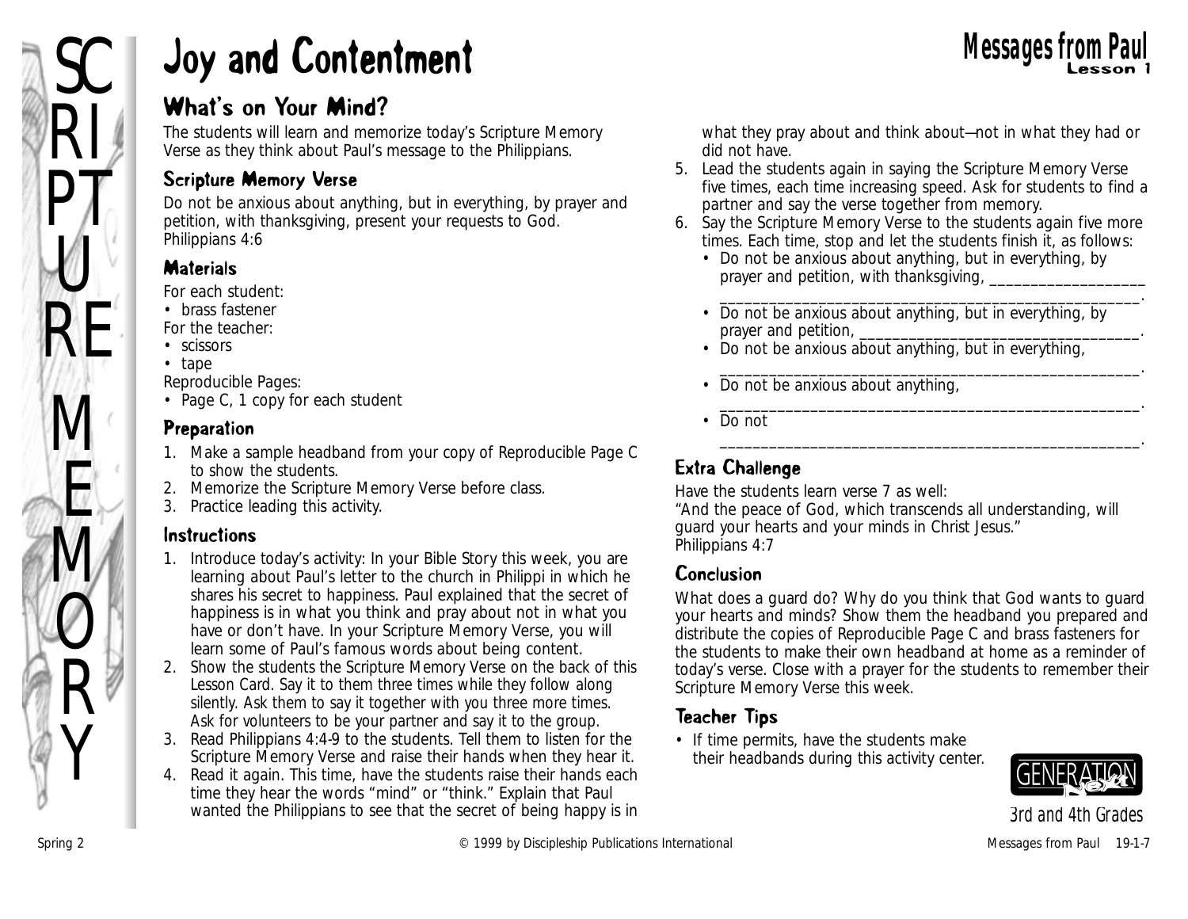# Joy and Contentment

Messages from Paul
Lesson 1

SCRIPTURE MEMORY

## What's on Your Mind?

The students will learn and memorize today's Scripture Memory Verse as they think about Paul's message to the Philippians.

### Scripture Memory Verse

Do not be anxious about anything, but in everything, by prayer and petition, with thanksgiving, present your requests to God.
Philippians 4:6

### Materials

For each student:
- brass fastener

For the teacher:
- scissors
- tape

Reproducible Pages:
- Page C, 1 copy for each student

### Preparation

1. Make a sample headband from your copy of Reproducible Page C to show the students.
2. Memorize the Scripture Memory Verse before class.
3. Practice leading this activity.

### Instructions

1. Introduce today's activity: In your Bible Story this week, you are learning about Paul's letter to the church in Philippi in which he shares his secret to happiness. Paul explained that the secret of happiness is in what you think and pray about not in what you have or don't have. In your Scripture Memory Verse, you will learn some of Paul's famous words about being content.
2. Show the students the Scripture Memory Verse on the back of this Lesson Card. Say it to them three times while they follow along silently. Ask them to say it together with you three more times. Ask for volunteers to be your partner and say it to the group.
3. Read Philippians 4:4-9 to the students. Tell them to listen for the Scripture Memory Verse and raise their hands when they hear it.
4. Read it again. This time, have the students raise their hands each time they hear the words "mind" or "think." Explain that Paul wanted the Philippians to see that the secret of being happy is in what they pray about and think about—not in what they had or did not have.
5. Lead the students again in saying the Scripture Memory Verse five times, each time increasing speed. Ask for students to find a partner and say the verse together from memory.
6. Say the Scripture Memory Verse to the students again five more times. Each time, stop and let the students finish it, as follows:
   - Do not be anxious about anything, but in everything, by prayer and petition, with thanksgiving, ___________________ ___________________________________________________.
   - Do not be anxious about anything, but in everything, by prayer and petition, _________________________________.
   - Do not be anxious about anything, but in everything, ___________________________________________________.
   - Do not be anxious about anything, ___________________________________________________.
   - Do not ___________________________________________________.

### Extra Challenge

Have the students learn verse 7 as well:
"And the peace of God, which transcends all understanding, will guard your hearts and your minds in Christ Jesus."
Philippians 4:7

### Conclusion

What does a guard do? Why do you think that God wants to guard your hearts and minds? Show them the headband you prepared and distribute the copies of Reproducible Page C and brass fasteners for the students to make their own headband at home as a reminder of today's verse. Close with a prayer for the students to remember their Scripture Memory Verse this week.

### Teacher Tips

- If time permits, have the students make their headbands during this activity center.

GENERATION Next
3rd and 4th Grades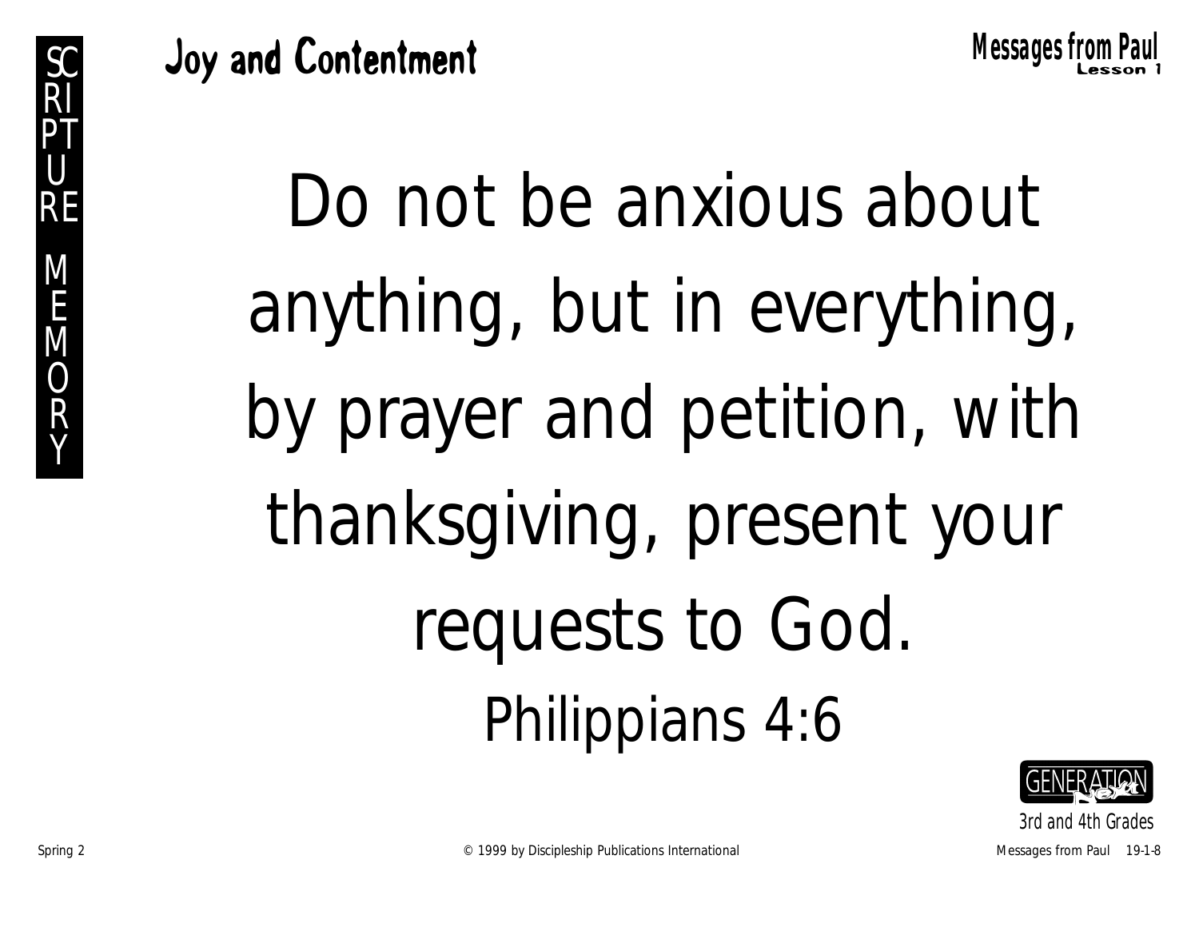# Joy and Contentment

**Messages from Paul**
**Lesson 1**

SCRIPTURE MEMORY

Do not be anxious about anything, but in everything, by prayer and petition, with thanksgiving, present your requests to God.

Philippians 4:6

GENERATION next
3rd and 4th Grades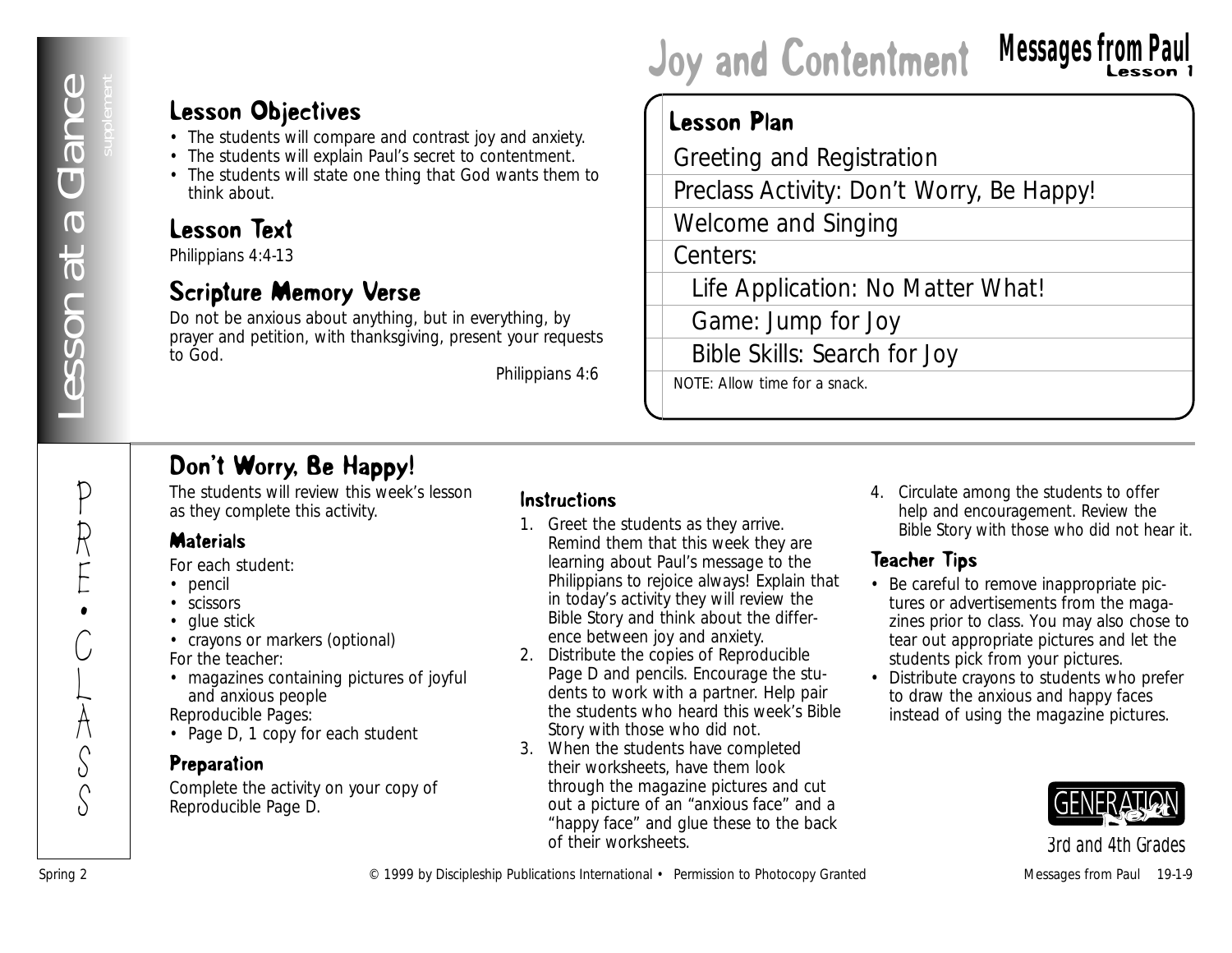# Joy and Contentment

## Messages from Paul
Lesson 1

Lesson at a Glance
supplement

### Lesson Objectives

- The students will compare and contrast joy and anxiety.
- The students will explain Paul's secret to contentment.
- The students will state one thing that God wants them to think about.

### Lesson Text

Philippians 4:4-13

### Scripture Memory Verse

Do not be anxious about anything, but in everything, by prayer and petition, with thanksgiving, present your requests to God.

Philippians 4:6

### Lesson Plan

- Greeting and Registration
- Preclass Activity: Don't Worry, Be Happy!
- Welcome and Singing
- Centers:
  - Life Application: No Matter What!
  - Game: Jump for Joy
  - Bible Skills: Search for Joy

NOTE: Allow time for a snack.

PRE•CLASS

## Don't Worry, Be Happy!

The students will review this week's lesson as they complete this activity.

### Materials

For each student:

- pencil
- scissors
- glue stick
- crayons or markers (optional)

For the teacher:

- magazines containing pictures of joyful and anxious people

Reproducible Pages:

- Page D, 1 copy for each student

### Preparation

Complete the activity on your copy of Reproducible Page D.

### Instructions

1. Greet the students as they arrive. Remind them that this week they are learning about Paul's message to the Philippians to rejoice always! Explain that in today's activity they will review the Bible Story and think about the difference between joy and anxiety.
2. Distribute the copies of Reproducible Page D and pencils. Encourage the students to work with a partner. Help pair the students who heard this week's Bible Story with those who did not.
3. When the students have completed their worksheets, have them look through the magazine pictures and cut out a picture of an "anxious face" and a "happy face" and glue these to the back of their worksheets.
4. Circulate among the students to offer help and encouragement. Review the Bible Story with those who did not hear it.

### Teacher Tips

- Be careful to remove inappropriate pictures or advertisements from the magazines prior to class. You may also chose to tear out appropriate pictures and let the students pick from your pictures.
- Distribute crayons to students who prefer to draw the anxious and happy faces instead of using the magazine pictures.

GENERATION Next
3rd and 4th Grades

Spring 2 © 1999 by Discipleship Publications International • Permission to Photocopy Granted Messages from Paul 19-1-9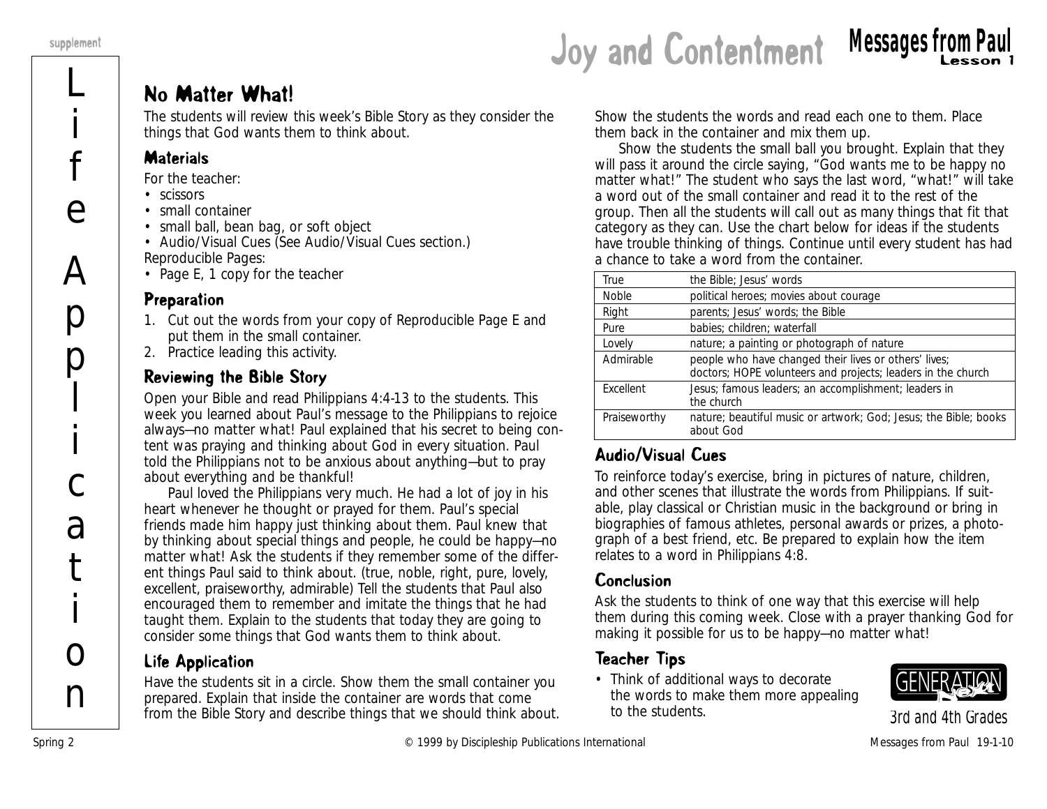# Joy and Contentment

## No Matter What!

The students will review this week's Bible Story as they consider the things that God wants them to think about.

### Materials

For the teacher:

- scissors
- small container
- small ball, bean bag, or soft object
- Audio/Visual Cues (See Audio/Visual Cues section.)

Reproducible Pages:

- Page E, 1 copy for the teacher

### Preparation

1. Cut out the words from your copy of Reproducible Page E and put them in the small container.
2. Practice leading this activity.

### Reviewing the Bible Story

Open your Bible and read Philippians 4:4-13 to the students. This week you learned about Paul's message to the Philippians to rejoice always—no matter what! Paul explained that his secret to being content was praying and thinking about God in every situation. Paul told the Philippians not to be anxious about anything—but to pray about everything and be thankful!

Paul loved the Philippians very much. He had a lot of joy in his heart whenever he thought or prayed for them. Paul's special friends made him happy just thinking about them. Paul knew that by thinking about special things and people, he could be happy—no matter what! Ask the students if they remember some of the different things Paul said to think about. (true, noble, right, pure, lovely, excellent, praiseworthy, admirable) Tell the students that Paul also encouraged them to remember and imitate the things that he had taught them. Explain to the students that today they are going to consider some things that God wants them to think about.

### Life Application

Have the students sit in a circle. Show them the small container you prepared. Explain that inside the container are words that come from the Bible Story and describe things that we should think about. Show the students the words and read each one to them. Place them back in the container and mix them up.

Show the students the small ball you brought. Explain that they will pass it around the circle saying, "God wants me to be happy no matter what!" The student who says the last word, "what!" will take a word out of the small container and read it to the rest of the group. Then all the students will call out as many things that fit that category as they can. Use the chart below for ideas if the students have trouble thinking of things. Continue until every student has had a chance to take a word from the container.

| | |
|---|---|
| True | the Bible; Jesus' words |
| Noble | political heroes; movies about courage |
| Right | parents; Jesus' words; the Bible |
| Pure | babies; children; waterfall |
| Lovely | nature; a painting or photograph of nature |
| Admirable | people who have changed their lives or others' lives; doctors; HOPE volunteers and projects; leaders in the church |
| Excellent | Jesus; famous leaders; an accomplishment; leaders in the church |
| Praiseworthy | nature; beautiful music or artwork; God; Jesus; the Bible; books about God |

### Audio/Visual Cues

To reinforce today's exercise, bring in pictures of nature, children, and other scenes that illustrate the words from Philippians. If suitable, play classical or Christian music in the background or bring in biographies of famous athletes, personal awards or prizes, a photograph of a best friend, etc. Be prepared to explain how the item relates to a word in Philippians 4:8.

### Conclusion

Ask the students to think of one way that this exercise will help them during this coming week. Close with a prayer thanking God for making it possible for us to be happy—no matter what!

### Teacher Tips

- Think of additional ways to decorate the words to make them more appealing to the students.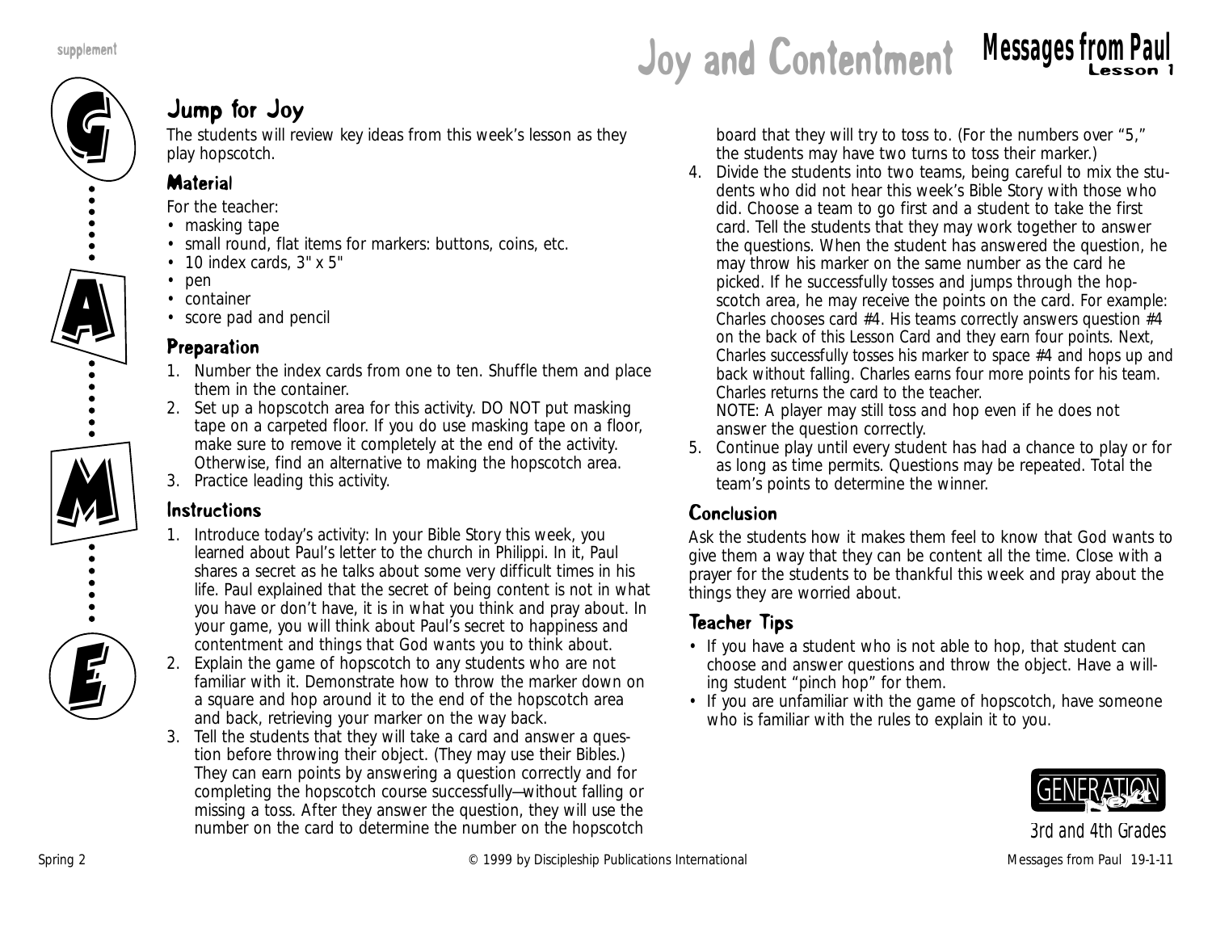# Joy and Contentment

## Messages from Paul
Lesson 1

## Jump for Joy

The students will review key ideas from this week's lesson as they play hopscotch.

### Material

For the teacher:

- masking tape
- small round, flat items for markers: buttons, coins, etc.
- 10 index cards, 3" x 5"
- pen
- container
- score pad and pencil

### Preparation

1. Number the index cards from one to ten. Shuffle them and place them in the container.
2. Set up a hopscotch area for this activity. DO NOT put masking tape on a carpeted floor. If you do use masking tape on a floor, make sure to remove it completely at the end of the activity. Otherwise, find an alternative to making the hopscotch area.
3. Practice leading this activity.

### Instructions

1. Introduce today's activity: In your Bible Story this week, you learned about Paul's letter to the church in Philippi. In it, Paul shares a secret as he talks about some very difficult times in his life. Paul explained that the secret of being content is not in what you have or don't have, it is in what you think and pray about. In your game, you will think about Paul's secret to happiness and contentment and things that God wants you to think about.
2. Explain the game of hopscotch to any students who are not familiar with it. Demonstrate how to throw the marker down on a square and hop around it to the end of the hopscotch area and back, retrieving your marker on the way back.
3. Tell the students that they will take a card and answer a question before throwing their object. (They may use their Bibles.) They can earn points by answering a question correctly and for completing the hopscotch course successfully—without falling or missing a toss. After they answer the question, they will use the number on the card to determine the number on the hopscotch board that they will try to toss to. (For the numbers over "5," the students may have two turns to toss their marker.)
4. Divide the students into two teams, being careful to mix the students who did not hear this week's Bible Story with those who did. Choose a team to go first and a student to take the first card. Tell the students that they may work together to answer the questions. When the student has answered the question, he may throw his marker on the same number as the card he picked. If he successfully tosses and jumps through the hopscotch area, he may receive the points on the card. For example: Charles chooses card #4. His teams correctly answers question #4 on the back of this Lesson Card and they earn four points. Next, Charles successfully tosses his marker to space #4 and hops up and back without falling. Charles earns four more points for his team. Charles returns the card to the teacher.
   NOTE: A player may still toss and hop even if he does not answer the question correctly.
5. Continue play until every student has had a chance to play or for as long as time permits. Questions may be repeated. Total the team's points to determine the winner.

### Conclusion

Ask the students how it makes them feel to know that God wants to give them a way that they can be content all the time. Close with a prayer for the students to be thankful this week and pray about the things they are worried about.

### Teacher Tips

- If you have a student who is not able to hop, that student can choose and answer questions and throw the object. Have a willing student "pinch hop" for them.
- If you are unfamiliar with the game of hopscotch, have someone who is familiar with the rules to explain it to you.

GENERATION Next
3rd and 4th Grades

Spring 2 © 1999 by Discipleship Publications International Messages from Paul 19-1-11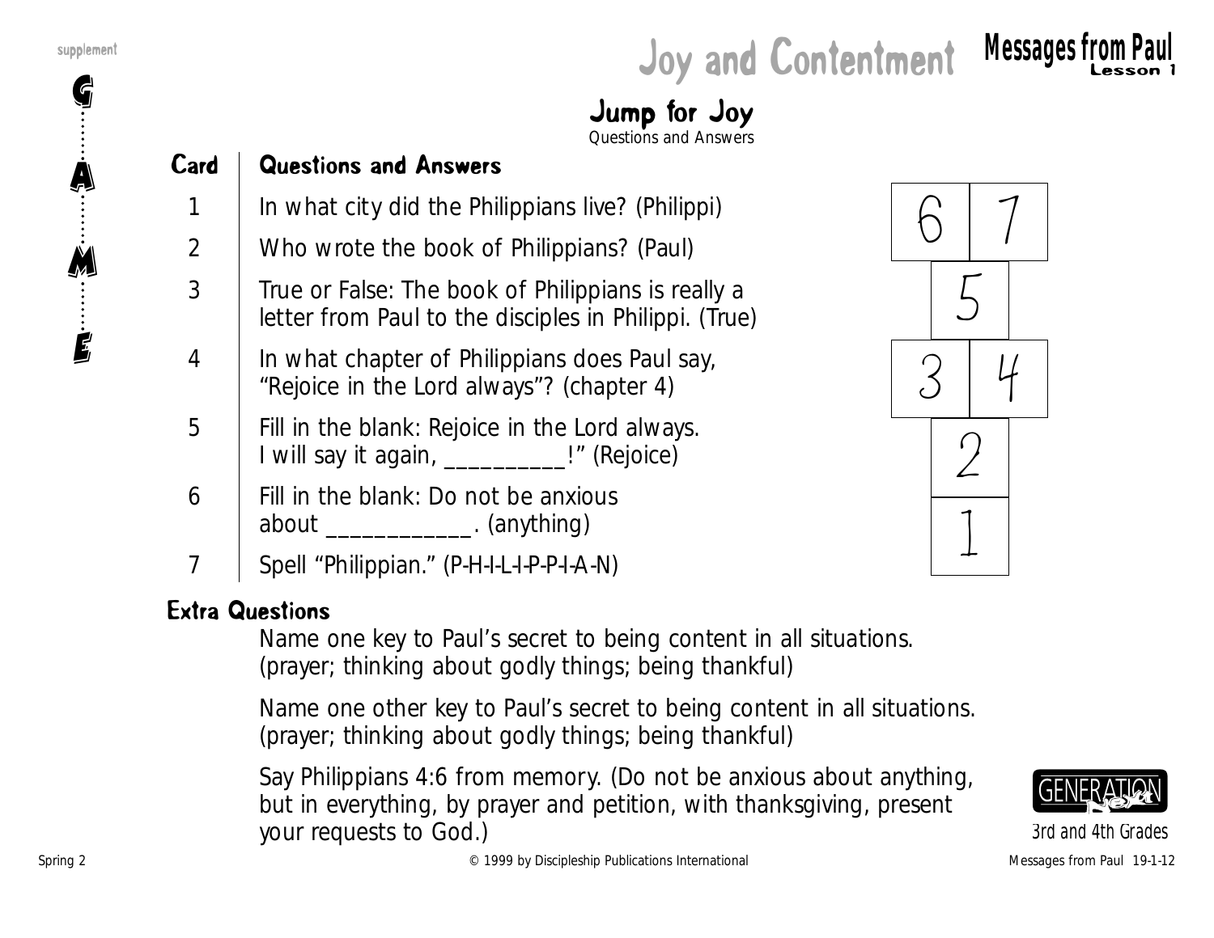# Joy and Contentment

## Jump for Joy

Questions and Answers

| Card | Questions and Answers |
|---|---|
| 1 | In what city did the Philippians live? (Philippi) |
| 2 | Who wrote the book of Philippians? (Paul) |
| 3 | True or False: The book of Philippians is really a letter from Paul to the disciples in Philippi. (True) |
| 4 | In what chapter of Philippians does Paul say, "Rejoice in the Lord always"? (chapter 4) |
| 5 | Fill in the blank: Rejoice in the Lord always. I will say it again, __________!" (Rejoice) |
| 6 | Fill in the blank: Do not be anxious about ____________. (anything) |
| 7 | Spell "Philippian." (P-H-I-L-I-P-P-I-A-N) |

| 6 | 7 |
|---|---|
| 5 | |
| 3 | 4 |
| 2 | |
| 1 | |

### Extra Questions

Name one key to Paul's secret to being content in all situations. (prayer; thinking about godly things; being thankful)

Name one other key to Paul's secret to being content in all situations. (prayer; thinking about godly things; being thankful)

Say Philippians 4:6 from memory. (Do not be anxious about anything, but in everything, by prayer and petition, with thanksgiving, present your requests to God.)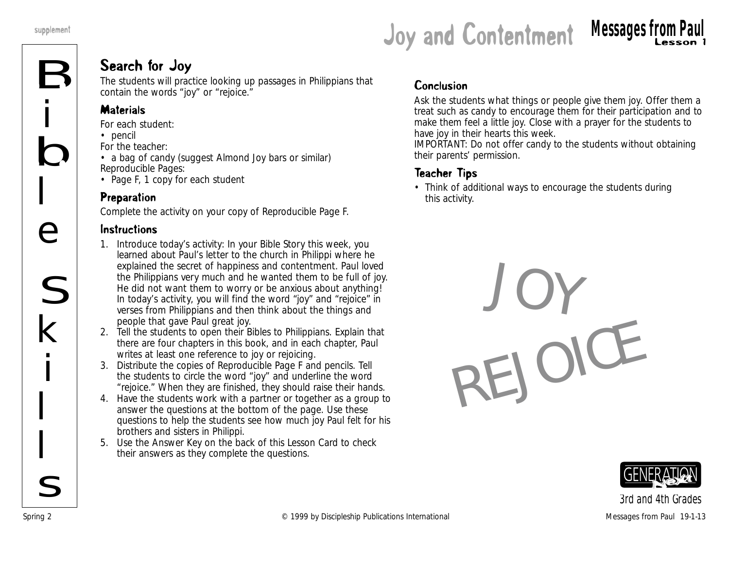# Joy and Contentment

## Messages from Paul
Lesson 1

Bible Skills

## Search for Joy

The students will practice looking up passages in Philippians that contain the words "joy" or "rejoice."

### Materials

For each student:
- pencil

For the teacher:
- a bag of candy (suggest Almond Joy bars or similar)

Reproducible Pages:
- Page F, 1 copy for each student

### Preparation

Complete the activity on your copy of Reproducible Page F.

### Instructions

1. Introduce today's activity: In your Bible Story this week, you learned about Paul's letter to the church in Philippi where he explained the secret of happiness and contentment. Paul loved the Philippians very much and he wanted them to be full of joy. He did not want them to worry or be anxious about anything! In today's activity, you will find the word "joy" and "rejoice" in verses from Philippians and then think about the things and people that gave Paul great joy.
2. Tell the students to open their Bibles to Philippians. Explain that there are four chapters in this book, and in each chapter, Paul writes at least one reference to joy or rejoicing.
3. Distribute the copies of Reproducible Page F and pencils. Tell the students to circle the word "joy" and underline the word "rejoice." When they are finished, they should raise their hands.
4. Have the students work with a partner or together as a group to answer the questions at the bottom of the page. Use these questions to help the students see how much joy Paul felt for his brothers and sisters in Philippi.
5. Use the Answer Key on the back of this Lesson Card to check their answers as they complete the questions.

### Conclusion

Ask the students what things or people give them joy. Offer them a treat such as candy to encourage them for their participation and to make them feel a little joy. Close with a prayer for the students to have joy in their hearts this week.

IMPORTANT: Do not offer candy to the students without obtaining their parents' permission.

### Teacher Tips

- Think of additional ways to encourage the students during this activity.

JOY

REJOICE

3rd and 4th Grades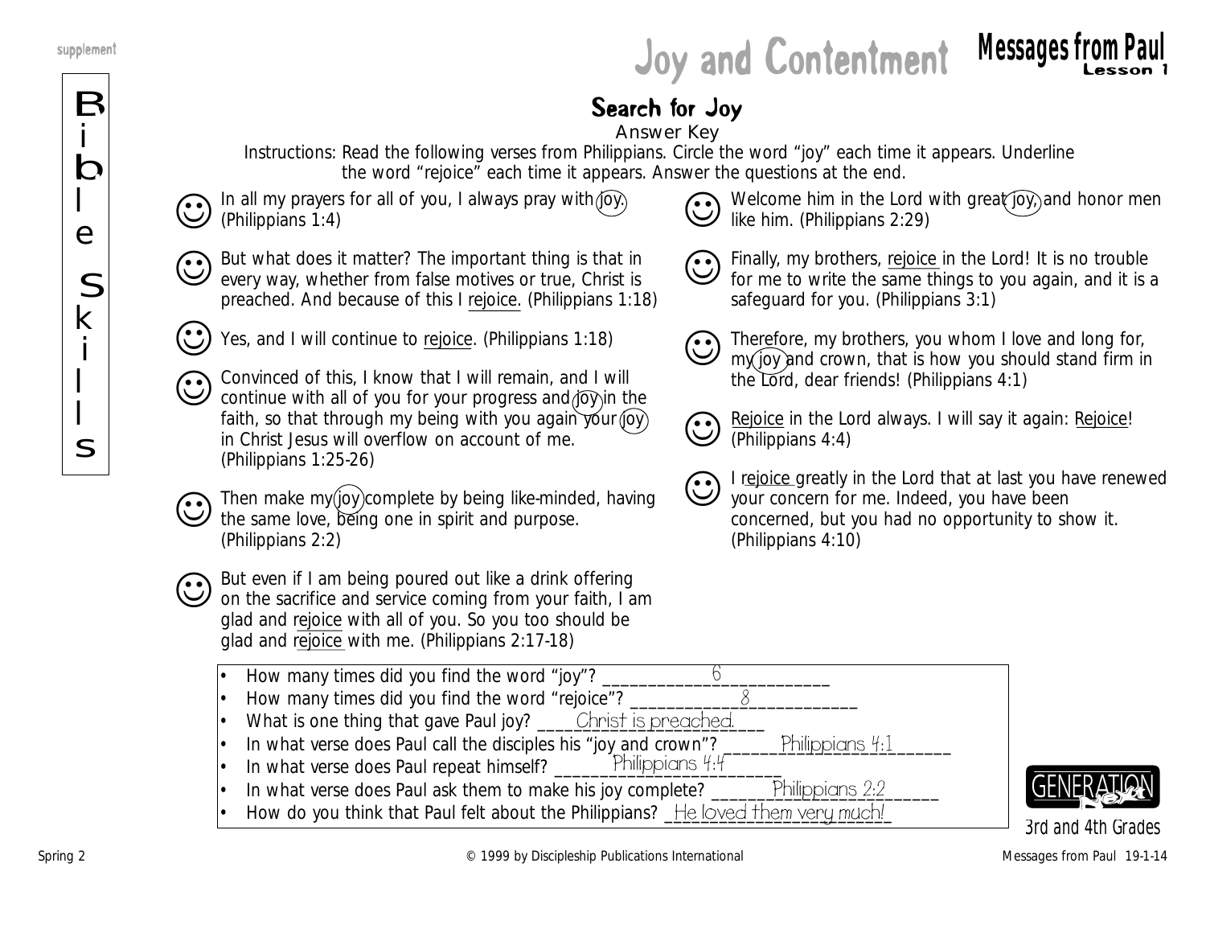# Joy and Contentment

## Messages from Paul
Lesson 1

Bible Skills

### Search for Joy

Answer Key

Instructions: Read the following verses from Philippians. Circle the word "joy" each time it appears. Underline the word "rejoice" each time it appears. Answer the questions at the end.

☺ In all my prayers for all of you, I always pray with joy. (Philippians 1:4)

☺ But what does it matter? The important thing is that in every way, whether from false motives or true, Christ is preached. And because of this I rejoice. (Philippians 1:18)

☺ Yes, and I will continue to rejoice. (Philippians 1:18)

☺ Convinced of this, I know that I will remain, and I will continue with all of you for your progress and joy in the faith, so that through my being with you again your joy in Christ Jesus will overflow on account of me. (Philippians 1:25-26)

☺ Then make my joy complete by being like-minded, having the same love, being one in spirit and purpose. (Philippians 2:2)

☺ But even if I am being poured out like a drink offering on the sacrifice and service coming from your faith, I am glad and rejoice with all of you. So you too should be glad and rejoice with me. (Philippians 2:17-18)

☺ Welcome him in the Lord with great joy, and honor men like him. (Philippians 2:29)

☺ Finally, my brothers, rejoice in the Lord! It is no trouble for me to write the same things to you again, and it is a safeguard for you. (Philippians 3:1)

☺ Therefore, my brothers, you whom I love and long for, my joy and crown, that is how you should stand firm in the Lord, dear friends! (Philippians 4:1)

☺ Rejoice in the Lord always. I will say it again: Rejoice! (Philippians 4:4)

☺ I rejoice greatly in the Lord that at last you have renewed your concern for me. Indeed, you have been concerned, but you had no opportunity to show it. (Philippians 4:10)

- How many times did you find the word "joy"? 6
- How many times did you find the word "rejoice"? 8
- What is one thing that gave Paul joy? Christ is preached.
- In what verse does Paul call the disciples his "joy and crown"? Philippians 4:1
- In what verse does Paul repeat himself? Philippians 4:4
- In what verse does Paul ask them to make his joy complete? Philippians 2:2
- How do you think that Paul felt about the Philippians? He loved them very much!

3rd and 4th Grades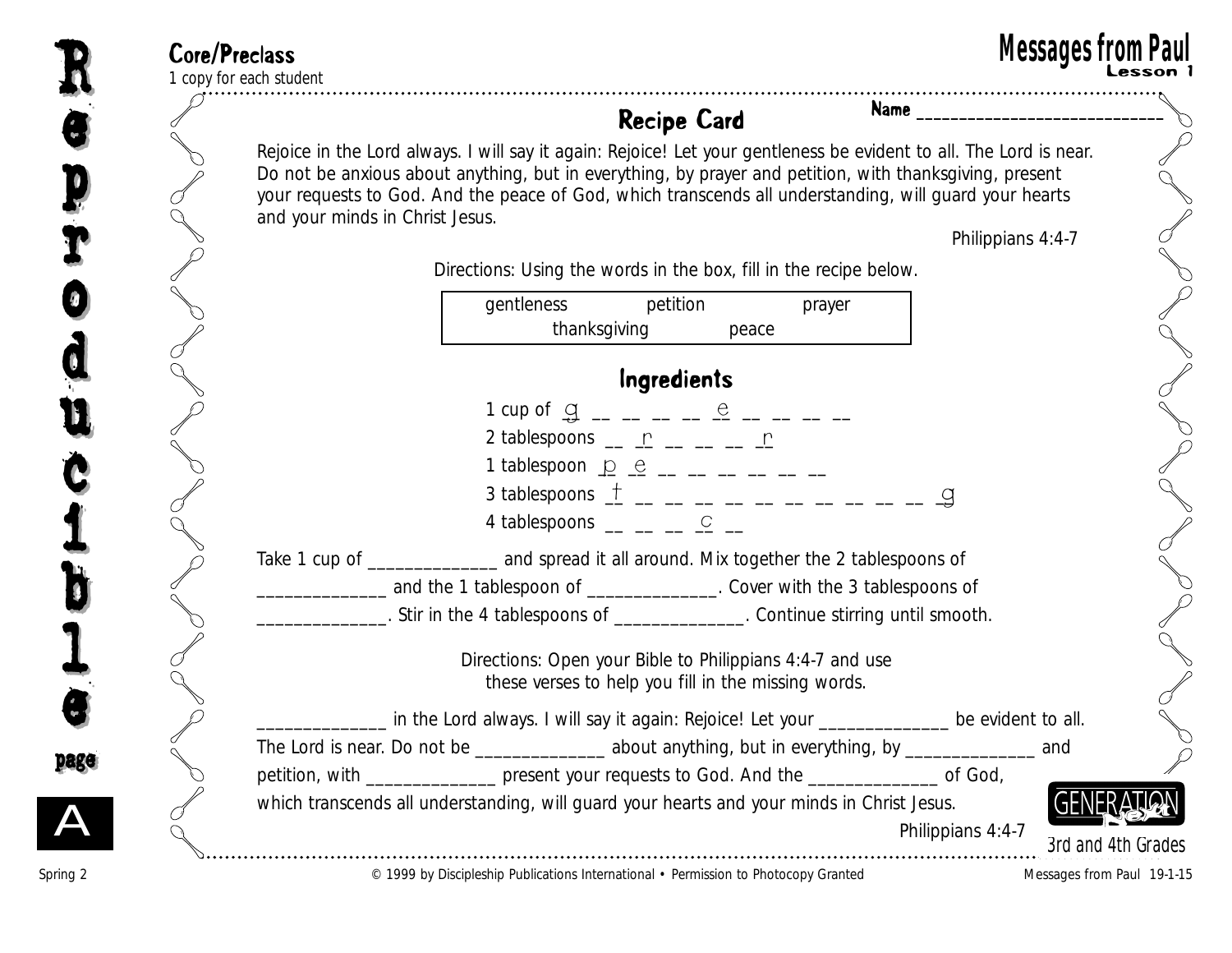**Core/Preclass**

*1 copy for each student*

**Messages from Paul**
**Lesson 1**

## Recipe Card

**Name** ______________________________

Rejoice in the Lord always. I will say it again: Rejoice! Let your gentleness be evident to all. The Lord is near. Do not be anxious about anything, but in everything, by prayer and petition, with thanksgiving, present your requests to God. And the peace of God, which transcends all understanding, will guard your hearts and your minds in Christ Jesus.

Philippians 4:4-7

Directions: Using the words in the box, fill in the recipe below.

| gentleness | petition | prayer |
|---|---|---|
| thanksgiving | peace | |

### Ingredients

1 cup of g _ _ _ _ e _ _ _ _

2 tablespoons _ r _ _ _ r

1 tablespoon p e _ _ _ _ _ _

3 tablespoons t _ _ _ _ _ _ _ _ _ _ g

4 tablespoons _ _ _ c _

Take 1 cup of ______________ and spread it all around. Mix together the 2 tablespoons of ______________ and the 1 tablespoon of ______________. Cover with the 3 tablespoons of ______________. Stir in the 4 tablespoons of ______________. Continue stirring until smooth.

Directions: Open your Bible to Philippians 4:4-7 and use these verses to help you fill in the missing words.

______________ in the Lord always. I will say it again: Rejoice! Let your ______________ be evident to all. The Lord is near. Do not be ______________ about anything, but in everything, by ______________ and petition, with ______________ present your requests to God. And the ______________ of God, which transcends all understanding, will guard your hearts and your minds in Christ Jesus.

Philippians 4:4-7

GENERATION Next

3rd and 4th Grades

Reproducible page A

Spring 2 © 1999 by Discipleship Publications International • Permission to Photocopy Granted Messages from Paul 19-1-15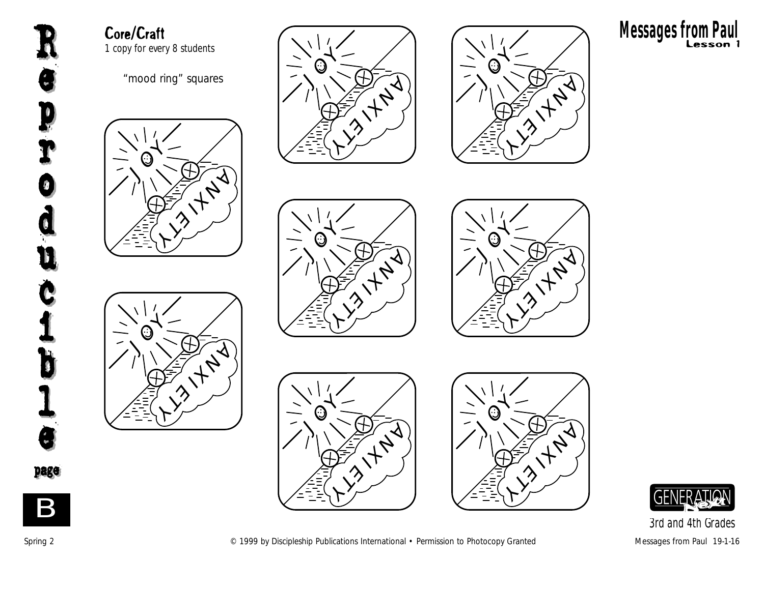**Reproducible page B**

## Core/Craft

*1 copy for every 8 students*

"mood ring" squares

JOY

ANXIETY

JOY

ANXIETY

JOY

ANXIETY

JOY

ANXIETY

JOY

ANXIETY

JOY

ANXIETY

JOY

ANXIETY

JOY

ANXIETY

# Messages from Paul

### Lesson 1

GENERATION next

3rd and 4th Grades

Spring 2 © 1999 by Discipleship Publications International • Permission to Photocopy Granted Messages from Paul 19-1-16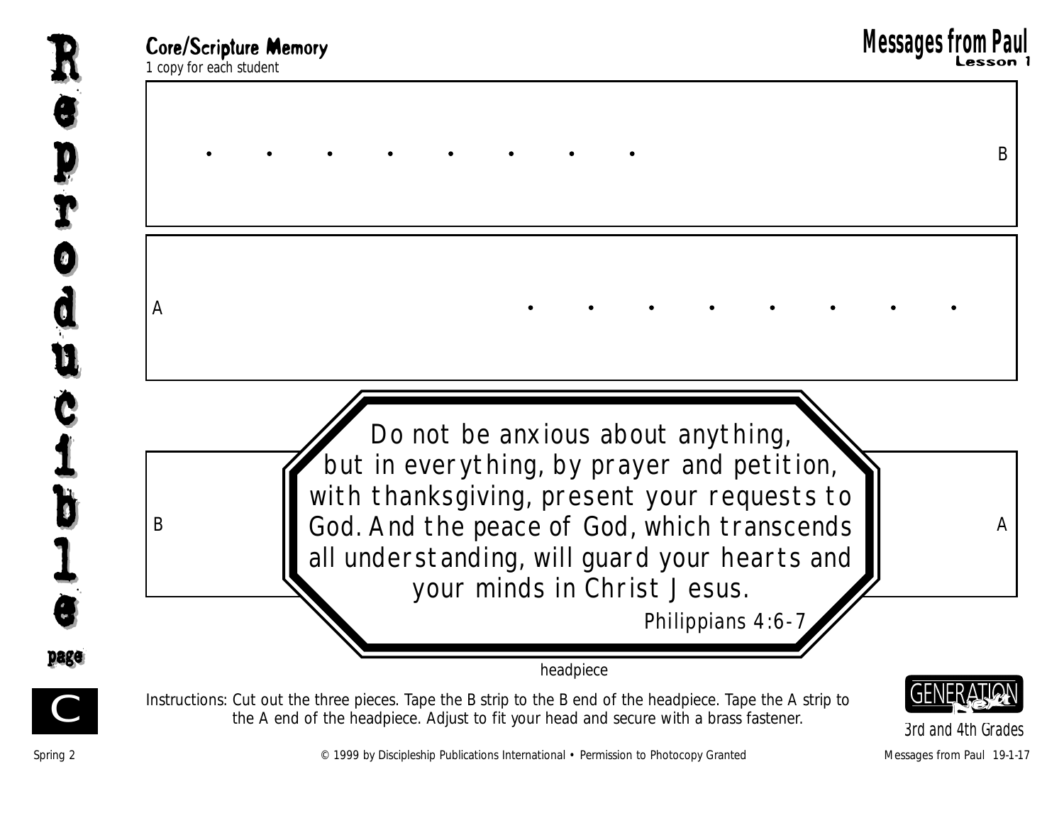## Core/Scripture Memory

*1 copy for each student*

**Messages from Paul**
**Lesson 1**

• • • • • • • • B

A • • • • • • • •

B

Do not be anxious about anything, but in everything, by prayer and petition, with thanksgiving, present your requests to God. And the peace of God, which transcends all understanding, will guard your hearts and your minds in Christ Jesus.

Philippians 4:6-7

A

headpiece

Instructions: Cut out the three pieces. Tape the B strip to the B end of the headpiece. Tape the A strip to the A end of the headpiece. Adjust to fit your head and secure with a brass fastener.

3rd and 4th Grades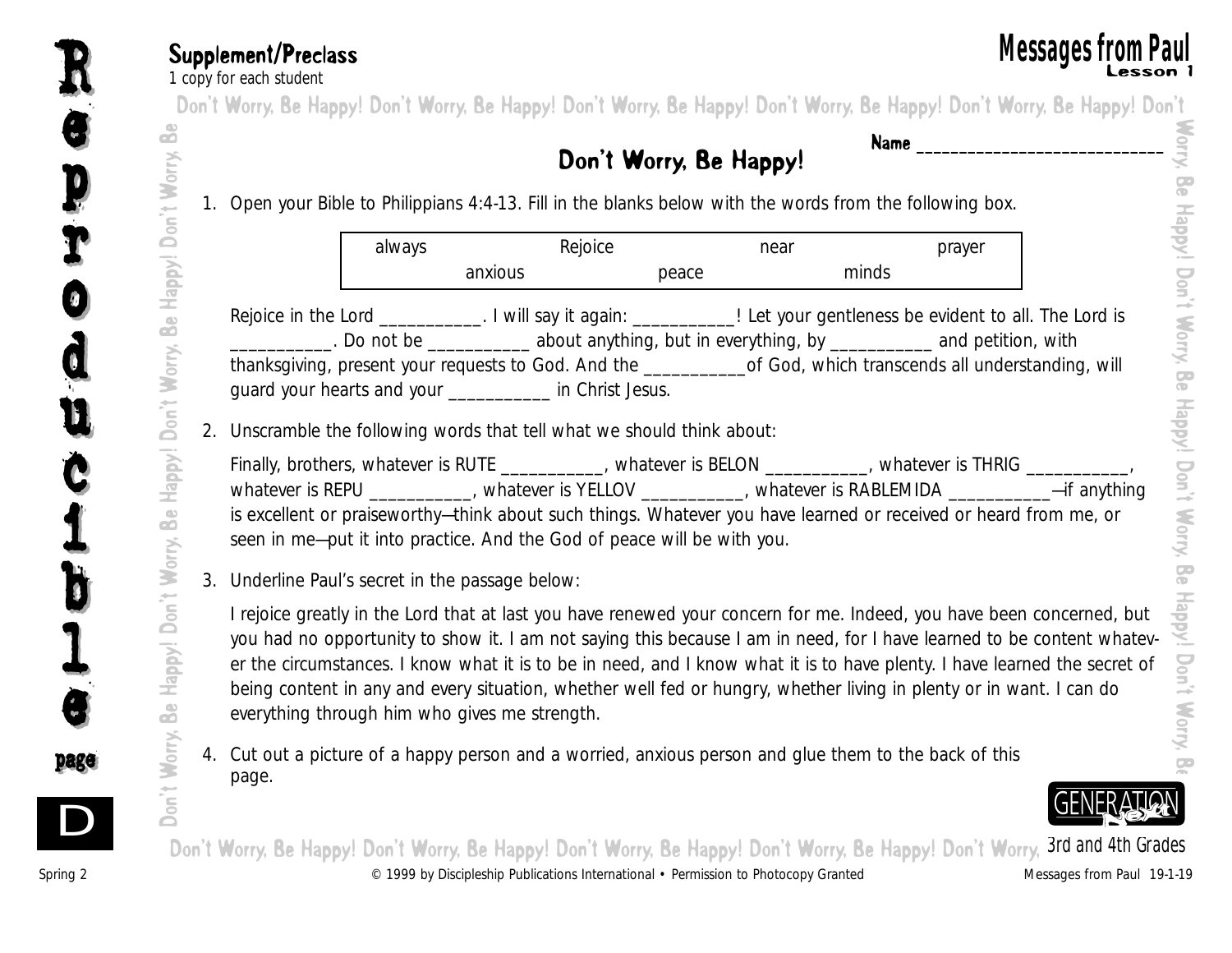## Supplement/Preclass

1 copy for each student

# Don't Worry, Be Happy!

Name ______________________________

1. Open your Bible to Philippians 4:4-13. Fill in the blanks below with the words from the following box.

| always | Rejoice | near | prayer |
|---|---|---|---|
| anxious | peace | minds | |

Rejoice in the Lord ___________. I will say it again: ___________! Let your gentleness be evident to all. The Lord is ___________. Do not be ___________ about anything, but in everything, by ___________ and petition, with thanksgiving, present your requests to God. And the ___________of God, which transcends all understanding, will guard your hearts and your ___________ in Christ Jesus.

2. Unscramble the following words that tell what we should think about:

Finally, brothers, whatever is RUTE ___________, whatever is BELON ___________, whatever is THRIG ___________, whatever is REPU ___________, whatever is YELLOV ___________, whatever is RABLEMIDA ___________—if anything is excellent or praiseworthy—think about such things. Whatever you have learned or received or heard from me, or seen in me—put it into practice. And the God of peace will be with you.

3. Underline Paul's secret in the passage below:

I rejoice greatly in the Lord that at last you have renewed your concern for me. Indeed, you have been concerned, but you had no opportunity to show it. I am not saying this because I am in need, for I have learned to be content whatever the circumstances. I know what it is to be in need, and I know what it is to have plenty. I have learned the secret of being content in any and every situation, whether well fed or hungry, whether living in plenty or in want. I can do everything through him who gives me strength.

4. Cut out a picture of a happy person and a worried, anxious person and glue them to the back of this page.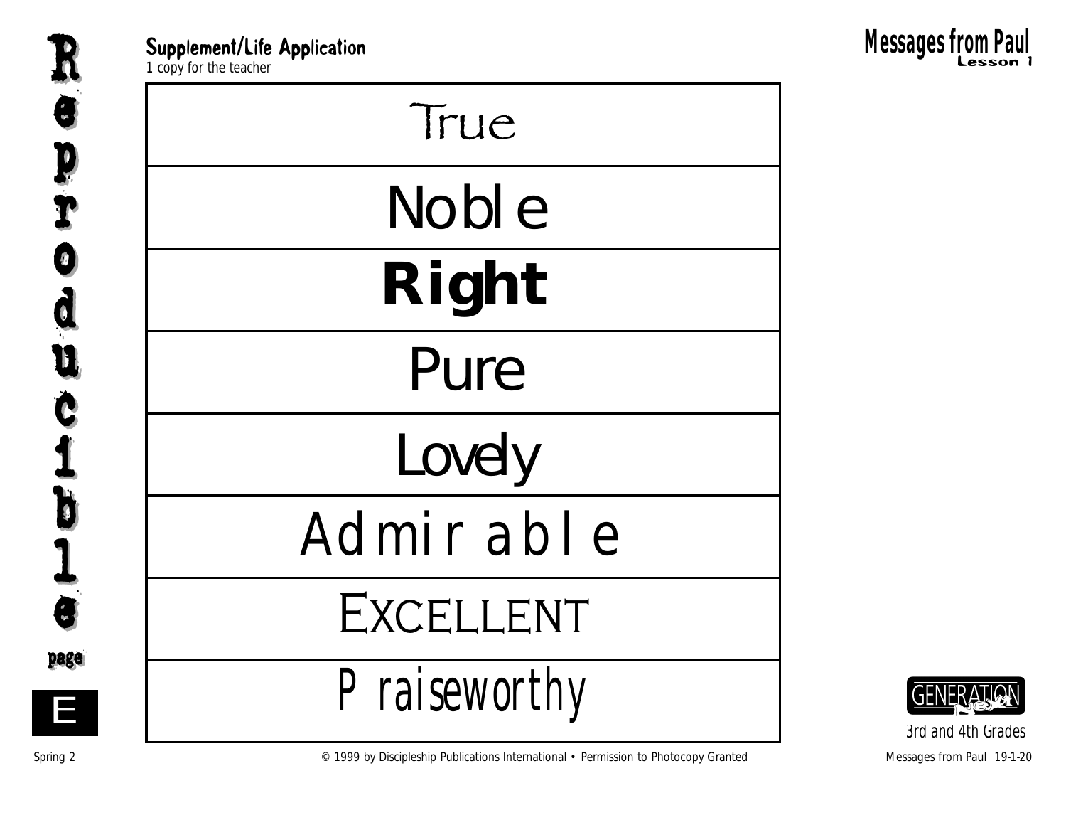**Supplement/Life Application**
*1 copy for the teacher*

| True |
|---|
| Noble |
| **Right** |
| Pure |
| Lovely |
| Admirable |
| EXCELLENT |
| Praiseworthy |

Reproducible page E

3rd and 4th Grades

© 1999 by Discipleship Publications International • Permission to Photocopy Granted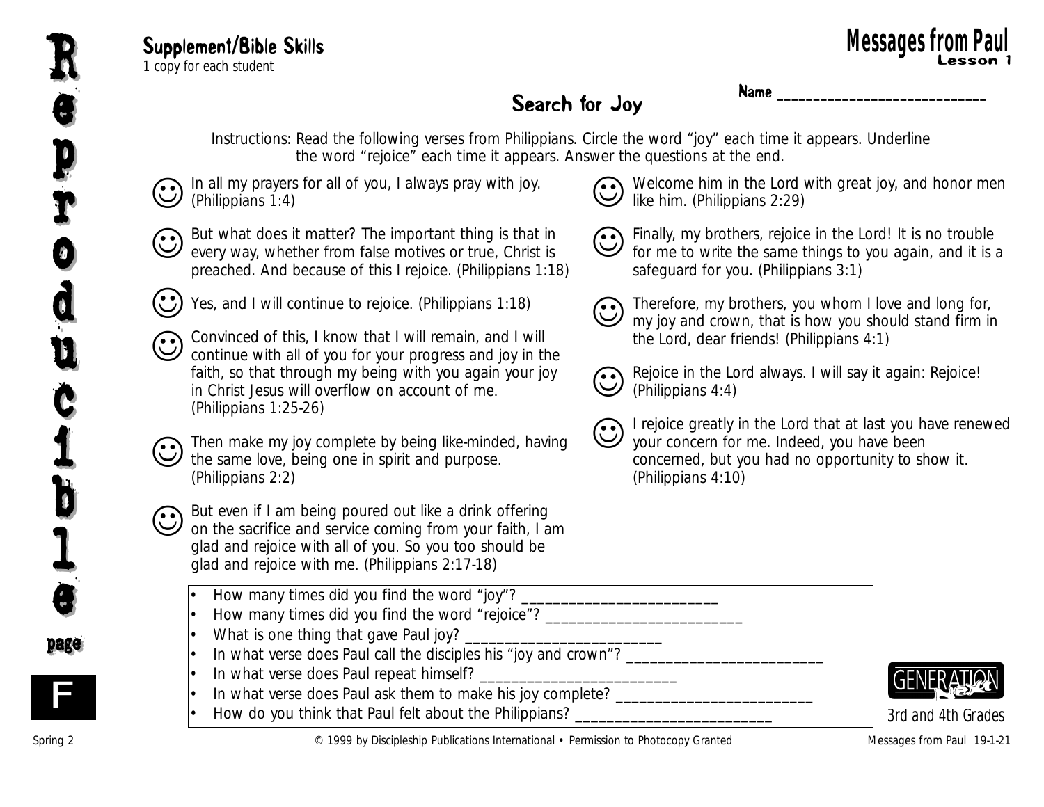Supplement/Bible Skills

*1 copy for each student*

# Messages from Paul

**Lesson 1**

## Search for Joy

Name ____________________________

Instructions: Read the following verses from Philippians. Circle the word "joy" each time it appears. Underline the word "rejoice" each time it appears. Answer the questions at the end.

☺ In all my prayers for all of you, I always pray with joy. (Philippians 1:4)

☺ But what does it matter? The important thing is that in every way, whether from false motives or true, Christ is preached. And because of this I rejoice. (Philippians 1:18)

☺ Yes, and I will continue to rejoice. (Philippians 1:18)

☺ Convinced of this, I know that I will remain, and I will continue with all of you for your progress and joy in the faith, so that through my being with you again your joy in Christ Jesus will overflow on account of me. (Philippians 1:25-26)

☺ Then make my joy complete by being like-minded, having the same love, being one in spirit and purpose. (Philippians 2:2)

☺ But even if I am being poured out like a drink offering on the sacrifice and service coming from your faith, I am glad and rejoice with all of you. So you too should be glad and rejoice with me. (Philippians 2:17-18)

☺ Welcome him in the Lord with great joy, and honor men like him. (Philippians 2:29)

☺ Finally, my brothers, rejoice in the Lord! It is no trouble for me to write the same things to you again, and it is a safeguard for you. (Philippians 3:1)

☺ Therefore, my brothers, you whom I love and long for, my joy and crown, that is how you should stand firm in the Lord, dear friends! (Philippians 4:1)

☺ Rejoice in the Lord always. I will say it again: Rejoice! (Philippians 4:4)

☺ I rejoice greatly in the Lord that at last you have renewed your concern for me. Indeed, you have been concerned, but you had no opportunity to show it. (Philippians 4:10)

- How many times did you find the word "joy"? ________________________
- How many times did you find the word "rejoice"? ________________________
- What is one thing that gave Paul joy? ________________________
- In what verse does Paul call the disciples his "joy and crown"? ________________________
- In what verse does Paul repeat himself? ________________________
- In what verse does Paul ask them to make his joy complete? ________________________
- How do you think that Paul felt about the Philippians? ________________________

GENERATION Next

3rd and 4th Grades

Reproducible page F

Spring 2 © 1999 by Discipleship Publications International • Permission to Photocopy Granted Messages from Paul 19-1-21